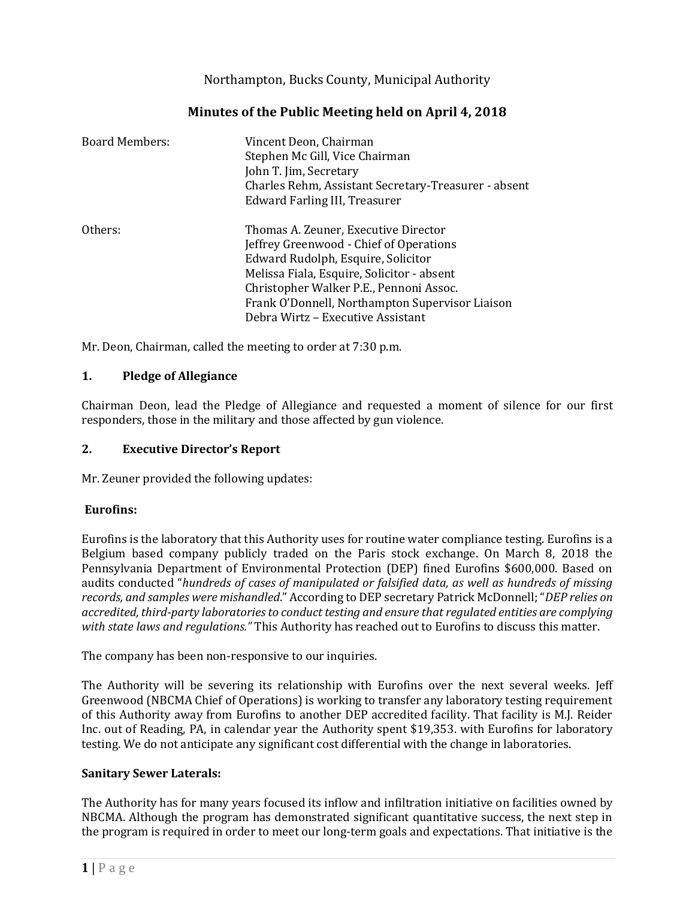Northampton, Bucks County, Municipal Authority

# Minutes of the Public Meeting held on April 4, 2018

| | |
|---|---|
| Board Members: | Vincent Deon, Chairman<br>Stephen Mc Gill, Vice Chairman<br>John T. Jim, Secretary<br>Charles Rehm, Assistant Secretary-Treasurer - absent<br>Edward Farling III, Treasurer |
| Others: | Thomas A. Zeuner, Executive Director<br>Jeffrey Greenwood - Chief of Operations<br>Edward Rudolph, Esquire, Solicitor<br>Melissa Fiala, Esquire, Solicitor - absent<br>Christopher Walker P.E., Pennoni Assoc.<br>Frank O'Donnell, Northampton Supervisor Liaison<br>Debra Wirtz – Executive Assistant |

Mr. Deon, Chairman, called the meeting to order at 7:30 p.m.

## 1. Pledge of Allegiance

Chairman Deon, lead the Pledge of Allegiance and requested a moment of silence for our first responders, those in the military and those affected by gun violence.

## 2. Executive Director's Report

Mr. Zeuner provided the following updates:

### Eurofins:

Eurofins is the laboratory that this Authority uses for routine water compliance testing. Eurofins is a Belgium based company publicly traded on the Paris stock exchange. On March 8, 2018 the Pennsylvania Department of Environmental Protection (DEP) fined Eurofins $600,000. Based on audits conducted "*hundreds of cases of manipulated or falsified data, as well as hundreds of missing records, and samples were mishandled*." According to DEP secretary Patrick McDonnell; "*DEP relies on accredited, third-party laboratories to conduct testing and ensure that regulated entities are complying with state laws and regulations."* This Authority has reached out to Eurofins to discuss this matter.

The company has been non-responsive to our inquiries.

The Authority will be severing its relationship with Eurofins over the next several weeks. Jeff Greenwood (NBCMA Chief of Operations) is working to transfer any laboratory testing requirement of this Authority away from Eurofins to another DEP accredited facility. That facility is M.J. Reider Inc. out of Reading, PA, in calendar year the Authority spent $19,353. with Eurofins for laboratory testing. We do not anticipate any significant cost differential with the change in laboratories.

### Sanitary Sewer Laterals:

The Authority has for many years focused its inflow and infiltration initiative on facilities owned by NBCMA. Although the program has demonstrated significant quantitative success, the next step in the program is required in order to meet our long-term goals and expectations. That initiative is the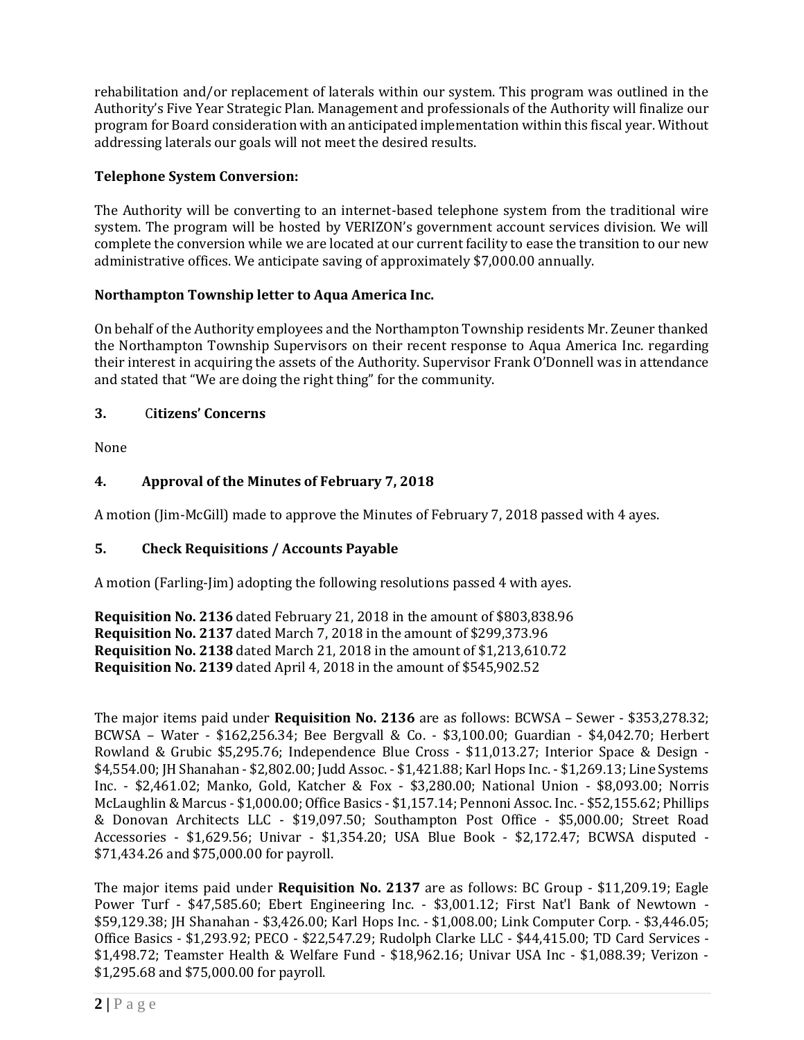rehabilitation and/or replacement of laterals within our system. This program was outlined in the Authority's Five Year Strategic Plan. Management and professionals of the Authority will finalize our program for Board consideration with an anticipated implementation within this fiscal year. Without addressing laterals our goals will not meet the desired results.

**Telephone System Conversion:**

The Authority will be converting to an internet-based telephone system from the traditional wire system. The program will be hosted by VERIZON's government account services division. We will complete the conversion while we are located at our current facility to ease the transition to our new administrative offices. We anticipate saving of approximately $7,000.00 annually.

**Northampton Township letter to Aqua America Inc.**

On behalf of the Authority employees and the Northampton Township residents Mr. Zeuner thanked the Northampton Township Supervisors on their recent response to Aqua America Inc. regarding their interest in acquiring the assets of the Authority. Supervisor Frank O'Donnell was in attendance and stated that "We are doing the right thing" for the community.

## 3. Citizens' Concerns

None

## 4. Approval of the Minutes of February 7, 2018

A motion (Jim-McGill) made to approve the Minutes of February 7, 2018 passed with 4 ayes.

## 5. Check Requisitions / Accounts Payable

A motion (Farling-Jim) adopting the following resolutions passed 4 with ayes.

**Requisition No. 2136** dated February 21, 2018 in the amount of $803,838.96
**Requisition No. 2137** dated March 7, 2018 in the amount of $299,373.96
**Requisition No. 2138** dated March 21, 2018 in the amount of $1,213,610.72
**Requisition No. 2139** dated April 4, 2018 in the amount of $545,902.52

The major items paid under **Requisition No. 2136** are as follows: BCWSA – Sewer - $353,278.32; BCWSA – Water - $162,256.34; Bee Bergvall & Co. - $3,100.00; Guardian - $4,042.70; Herbert Rowland & Grubic $5,295.76; Independence Blue Cross - $11,013.27; Interior Space & Design - $4,554.00; JH Shanahan - $2,802.00; Judd Assoc. - $1,421.88; Karl Hops Inc. - $1,269.13; Line Systems Inc. - $2,461.02; Manko, Gold, Katcher & Fox - $3,280.00; National Union - $8,093.00; Norris McLaughlin & Marcus - $1,000.00; Office Basics - $1,157.14; Pennoni Assoc. Inc. - $52,155.62; Phillips & Donovan Architects LLC - $19,097.50; Southampton Post Office - $5,000.00; Street Road Accessories - $1,629.56; Univar - $1,354.20; USA Blue Book - $2,172.47; BCWSA disputed - $71,434.26 and $75,000.00 for payroll.

The major items paid under **Requisition No. 2137** are as follows: BC Group - $11,209.19; Eagle Power Turf - $47,585.60; Ebert Engineering Inc. - $3,001.12; First Nat'l Bank of Newtown - $59,129.38; JH Shanahan - $3,426.00; Karl Hops Inc. - $1,008.00; Link Computer Corp. - $3,446.05; Office Basics - $1,293.92; PECO - $22,547.29; Rudolph Clarke LLC - $44,415.00; TD Card Services - $1,498.72; Teamster Health & Welfare Fund - $18,962.16; Univar USA Inc - $1,088.39; Verizon - $1,295.68 and $75,000.00 for payroll.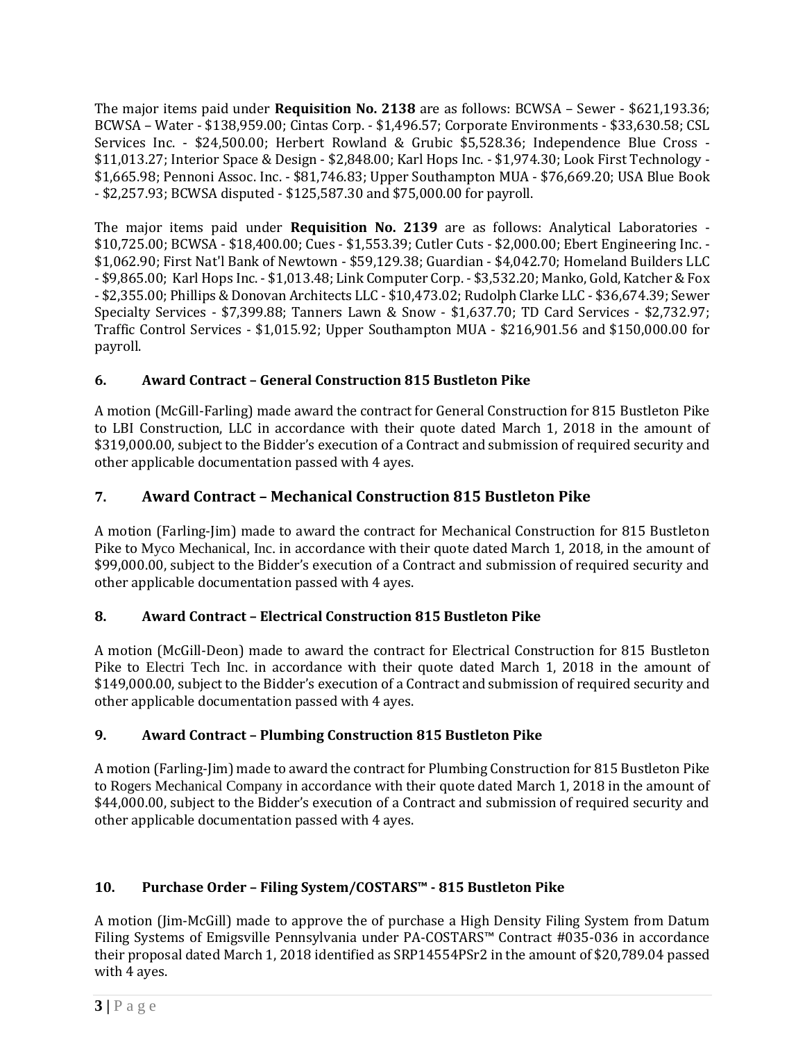The major items paid under **Requisition No. 2138** are as follows: BCWSA – Sewer - $621,193.36; BCWSA – Water - $138,959.00; Cintas Corp. - $1,496.57; Corporate Environments - $33,630.58; CSL Services Inc. - $24,500.00; Herbert Rowland & Grubic $5,528.36; Independence Blue Cross - $11,013.27; Interior Space & Design - $2,848.00; Karl Hops Inc. - $1,974.30; Look First Technology - $1,665.98; Pennoni Assoc. Inc. - $81,746.83; Upper Southampton MUA - $76,669.20; USA Blue Book - $2,257.93; BCWSA disputed - $125,587.30 and $75,000.00 for payroll.

The major items paid under **Requisition No. 2139** are as follows: Analytical Laboratories - $10,725.00; BCWSA - $18,400.00; Cues - $1,553.39; Cutler Cuts - $2,000.00; Ebert Engineering Inc. - $1,062.90; First Nat'l Bank of Newtown - $59,129.38; Guardian - $4,042.70; Homeland Builders LLC - $9,865.00; Karl Hops Inc. - $1,013.48; Link Computer Corp. - $3,532.20; Manko, Gold, Katcher & Fox - $2,355.00; Phillips & Donovan Architects LLC - $10,473.02; Rudolph Clarke LLC - $36,674.39; Sewer Specialty Services - $7,399.88; Tanners Lawn & Snow - $1,637.70; TD Card Services - $2,732.97; Traffic Control Services - $1,015.92; Upper Southampton MUA - $216,901.56 and $150,000.00 for payroll.

### 6. Award Contract – General Construction 815 Bustleton Pike

A motion (McGill-Farling) made award the contract for General Construction for 815 Bustleton Pike to LBI Construction, LLC in accordance with their quote dated March 1, 2018 in the amount of $319,000.00, subject to the Bidder's execution of a Contract and submission of required security and other applicable documentation passed with 4 ayes.

### 7. Award Contract – Mechanical Construction 815 Bustleton Pike

A motion (Farling-Jim) made to award the contract for Mechanical Construction for 815 Bustleton Pike to Myco Mechanical, Inc. in accordance with their quote dated March 1, 2018, in the amount of $99,000.00, subject to the Bidder's execution of a Contract and submission of required security and other applicable documentation passed with 4 ayes.

### 8. Award Contract – Electrical Construction 815 Bustleton Pike

A motion (McGill-Deon) made to award the contract for Electrical Construction for 815 Bustleton Pike to Electri Tech Inc. in accordance with their quote dated March 1, 2018 in the amount of $149,000.00, subject to the Bidder's execution of a Contract and submission of required security and other applicable documentation passed with 4 ayes.

### 9. Award Contract – Plumbing Construction 815 Bustleton Pike

A motion (Farling-Jim) made to award the contract for Plumbing Construction for 815 Bustleton Pike to Rogers Mechanical Company in accordance with their quote dated March 1, 2018 in the amount of $44,000.00, subject to the Bidder's execution of a Contract and submission of required security and other applicable documentation passed with 4 ayes.

### 10. Purchase Order – Filing System/COSTARS™ - 815 Bustleton Pike

A motion (Jim-McGill) made to approve the of purchase a High Density Filing System from Datum Filing Systems of Emigsville Pennsylvania under PA-COSTARS™ Contract #035-036 in accordance their proposal dated March 1, 2018 identified as SRP14554PSr2 in the amount of $20,789.04 passed with 4 ayes.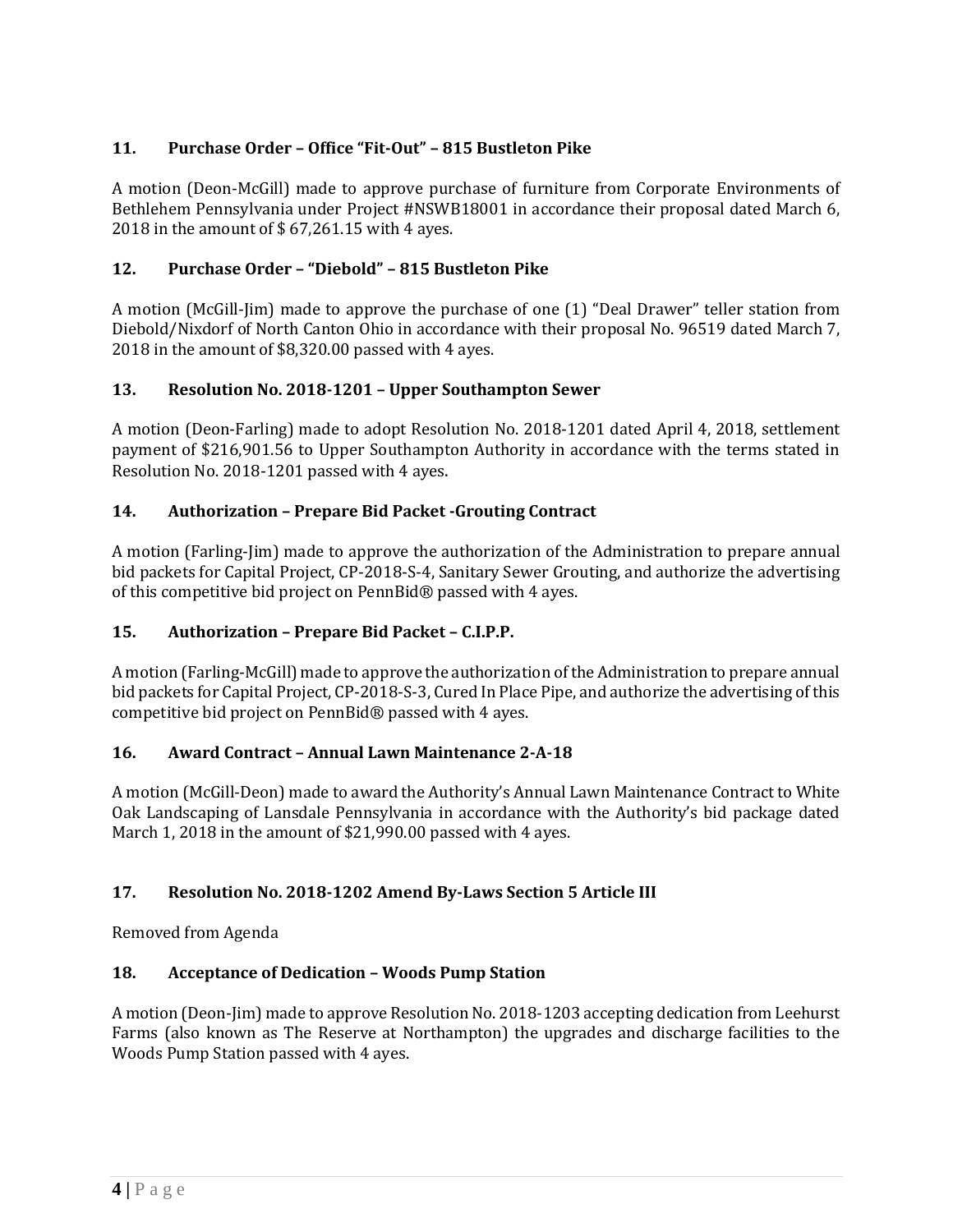### 11. Purchase Order – Office "Fit-Out" – 815 Bustleton Pike

A motion (Deon-McGill) made to approve purchase of furniture from Corporate Environments of Bethlehem Pennsylvania under Project #NSWB18001 in accordance their proposal dated March 6, 2018 in the amount of $ 67,261.15 with 4 ayes.

### 12. Purchase Order – "Diebold" – 815 Bustleton Pike

A motion (McGill-Jim) made to approve the purchase of one (1) "Deal Drawer" teller station from Diebold/Nixdorf of North Canton Ohio in accordance with their proposal No. 96519 dated March 7, 2018 in the amount of $8,320.00 passed with 4 ayes.

### 13. Resolution No. 2018-1201 – Upper Southampton Sewer

A motion (Deon-Farling) made to adopt Resolution No. 2018-1201 dated April 4, 2018, settlement payment of $216,901.56 to Upper Southampton Authority in accordance with the terms stated in Resolution No. 2018-1201 passed with 4 ayes.

### 14. Authorization – Prepare Bid Packet -Grouting Contract

A motion (Farling-Jim) made to approve the authorization of the Administration to prepare annual bid packets for Capital Project, CP-2018-S-4, Sanitary Sewer Grouting, and authorize the advertising of this competitive bid project on PennBid® passed with 4 ayes.

### 15. Authorization – Prepare Bid Packet – C.I.P.P.

A motion (Farling-McGill) made to approve the authorization of the Administration to prepare annual bid packets for Capital Project, CP-2018-S-3, Cured In Place Pipe, and authorize the advertising of this competitive bid project on PennBid® passed with 4 ayes.

### 16. Award Contract – Annual Lawn Maintenance 2-A-18

A motion (McGill-Deon) made to award the Authority's Annual Lawn Maintenance Contract to White Oak Landscaping of Lansdale Pennsylvania in accordance with the Authority's bid package dated March 1, 2018 in the amount of $21,990.00 passed with 4 ayes.

### 17. Resolution No. 2018-1202 Amend By-Laws Section 5 Article III

Removed from Agenda

### 18. Acceptance of Dedication – Woods Pump Station

A motion (Deon-Jim) made to approve Resolution No. 2018-1203 accepting dedication from Leehurst Farms (also known as The Reserve at Northampton) the upgrades and discharge facilities to the Woods Pump Station passed with 4 ayes.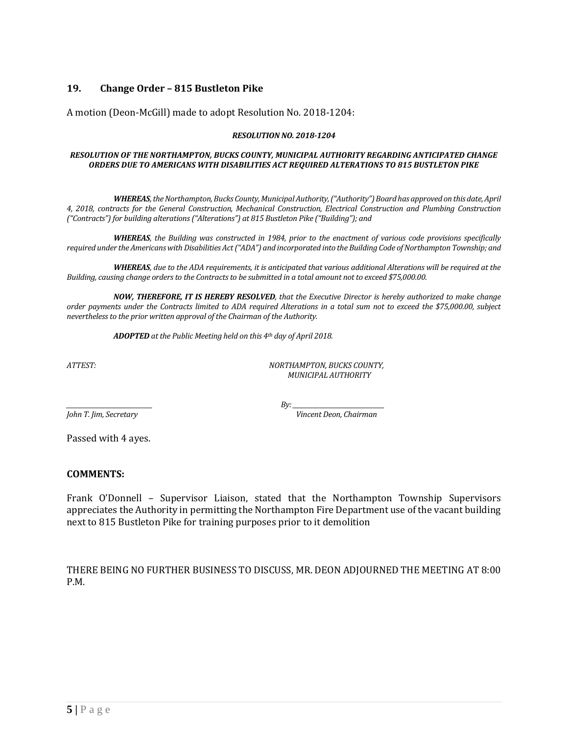## 19. Change Order – 815 Bustleton Pike

A motion (Deon-McGill) made to adopt Resolution No. 2018-1204:

***RESOLUTION NO. 2018-1204***

***RESOLUTION OF THE NORTHAMPTON, BUCKS COUNTY, MUNICIPAL AUTHORITY REGARDING ANTICIPATED CHANGE ORDERS DUE TO AMERICANS WITH DISABILITIES ACT REQUIRED ALTERATIONS TO 815 BUSTLETON PIKE***

***WHEREAS****, the Northampton, Bucks County, Municipal Authority, ("Authority") Board has approved on this date, April 4, 2018, contracts for the General Construction, Mechanical Construction, Electrical Construction and Plumbing Construction ("Contracts") for building alterations ("Alterations") at 815 Bustleton Pike ("Building"); and*

***WHEREAS****, the Building was constructed in 1984, prior to the enactment of various code provisions specifically required under the Americans with Disabilities Act ("ADA") and incorporated into the Building Code of Northampton Township; and*

***WHEREAS****, due to the ADA requirements, it is anticipated that various additional Alterations will be required at the Building, causing change orders to the Contracts to be submitted in a total amount not to exceed $75,000.00.*

***NOW, THEREFORE, IT IS HEREBY RESOLVED****, that the Executive Director is hereby authorized to make change order payments under the Contracts limited to ADA required Alterations in a total sum not to exceed the $75,000.00, subject nevertheless to the prior written approval of the Chairman of the Authority.*

***ADOPTED*** *at the Public Meeting held on this 4th day of April 2018.*

*ATTEST:*

*NORTHAMPTON, BUCKS COUNTY, MUNICIPAL AUTHORITY*

_________________________
*John T. Jim, Secretary*

*By:* _________________________
*Vincent Deon, Chairman*

Passed with 4 ayes.

**COMMENTS:**

Frank O'Donnell – Supervisor Liaison, stated that the Northampton Township Supervisors appreciates the Authority in permitting the Northampton Fire Department use of the vacant building next to 815 Bustleton Pike for training purposes prior to it demolition

THERE BEING NO FURTHER BUSINESS TO DISCUSS, MR. DEON ADJOURNED THE MEETING AT 8:00 P.M.